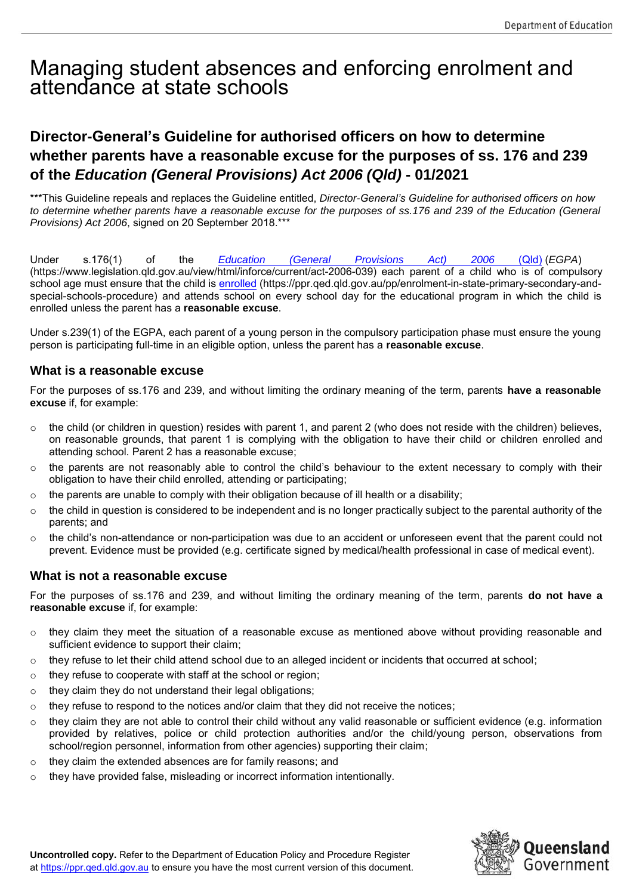# Managing student absences and enforcing enrolment and attendance at state schools

## Director-General's Guideline for authorised officers on how to determine whether parents have a reasonable excuse for the purposes of ss. 176 and 239 of the *Education (General Provisions) Act 2006 (Qld)* - 01/2021

***This Guideline repeals and replaces the Guideline entitled, *Director-General's Guideline for authorised officers on how to determine whether parents have a reasonable excuse for the purposes of ss.176 and 239 of the Education (General Provisions) Act 2006*, signed on 20 September 2018.***

Under s.176(1) of the *Education (General Provisions Act) 2006* (Qld) (*EGPA*) (https://www.legislation.qld.gov.au/view/html/inforce/current/act-2006-039) each parent of a child who is of compulsory school age must ensure that the child is enrolled (https://ppr.qed.qld.gov.au/pp/enrolment-in-state-primary-secondary-and-special-schools-procedure) and attends school on every school day for the educational program in which the child is enrolled unless the parent has a **reasonable excuse**.

Under s.239(1) of the EGPA, each parent of a young person in the compulsory participation phase must ensure the young person is participating full-time in an eligible option, unless the parent has a **reasonable excuse**.

### What is a reasonable excuse

For the purposes of ss.176 and 239, and without limiting the ordinary meaning of the term, parents **have a reasonable excuse** if, for example:

- the child (or children in question) resides with parent 1, and parent 2 (who does not reside with the children) believes, on reasonable grounds, that parent 1 is complying with the obligation to have their child or children enrolled and attending school. Parent 2 has a reasonable excuse;
- the parents are not reasonably able to control the child's behaviour to the extent necessary to comply with their obligation to have their child enrolled, attending or participating;
- the parents are unable to comply with their obligation because of ill health or a disability;
- the child in question is considered to be independent and is no longer practically subject to the parental authority of the parents; and
- the child's non-attendance or non-participation was due to an accident or unforeseen event that the parent could not prevent. Evidence must be provided (e.g. certificate signed by medical/health professional in case of medical event).

### What is not a reasonable excuse

For the purposes of ss.176 and 239, and without limiting the ordinary meaning of the term, parents **do not have a reasonable excuse** if, for example:

- they claim they meet the situation of a reasonable excuse as mentioned above without providing reasonable and sufficient evidence to support their claim;
- they refuse to let their child attend school due to an alleged incident or incidents that occurred at school;
- they refuse to cooperate with staff at the school or region;
- they claim they do not understand their legal obligations;
- they refuse to respond to the notices and/or claim that they did not receive the notices;
- they claim they are not able to control their child without any valid reasonable or sufficient evidence (e.g. information provided by relatives, police or child protection authorities and/or the child/young person, observations from school/region personnel, information from other agencies) supporting their claim;
- they claim the extended absences are for family reasons; and
- they have provided false, misleading or incorrect information intentionally.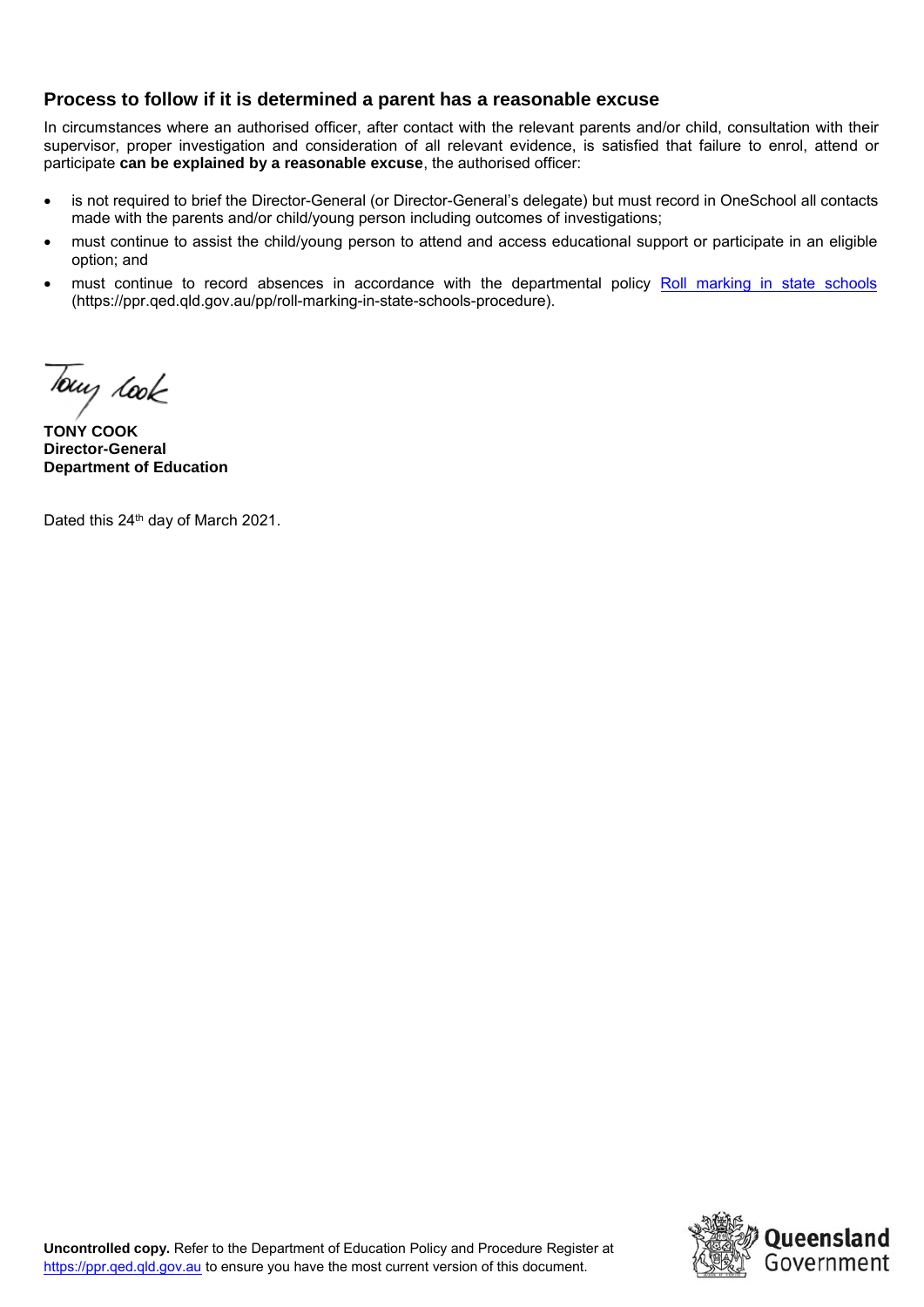## Process to follow if it is determined a parent has a reasonable excuse

In circumstances where an authorised officer, after contact with the relevant parents and/or child, consultation with their supervisor, proper investigation and consideration of all relevant evidence, is satisfied that failure to enrol, attend or participate **can be explained by a reasonable excuse**, the authorised officer:

- is not required to brief the Director-General (or Director-General's delegate) but must record in OneSchool all contacts made with the parents and/or child/young person including outcomes of investigations;
- must continue to assist the child/young person to attend and access educational support or participate in an eligible option; and
- must continue to record absences in accordance with the departmental policy [Roll marking in state schools](https://ppr.qed.qld.gov.au/pp/roll-marking-in-state-schools-procedure) (https://ppr.qed.qld.gov.au/pp/roll-marking-in-state-schools-procedure).

Tony Cook

**TONY COOK**
**Director-General**
**Department of Education**

Dated this 24th day of March 2021.

**Uncontrolled copy.** Refer to the Department of Education Policy and Procedure Register at https://ppr.qed.qld.gov.au to ensure you have the most current version of this document.